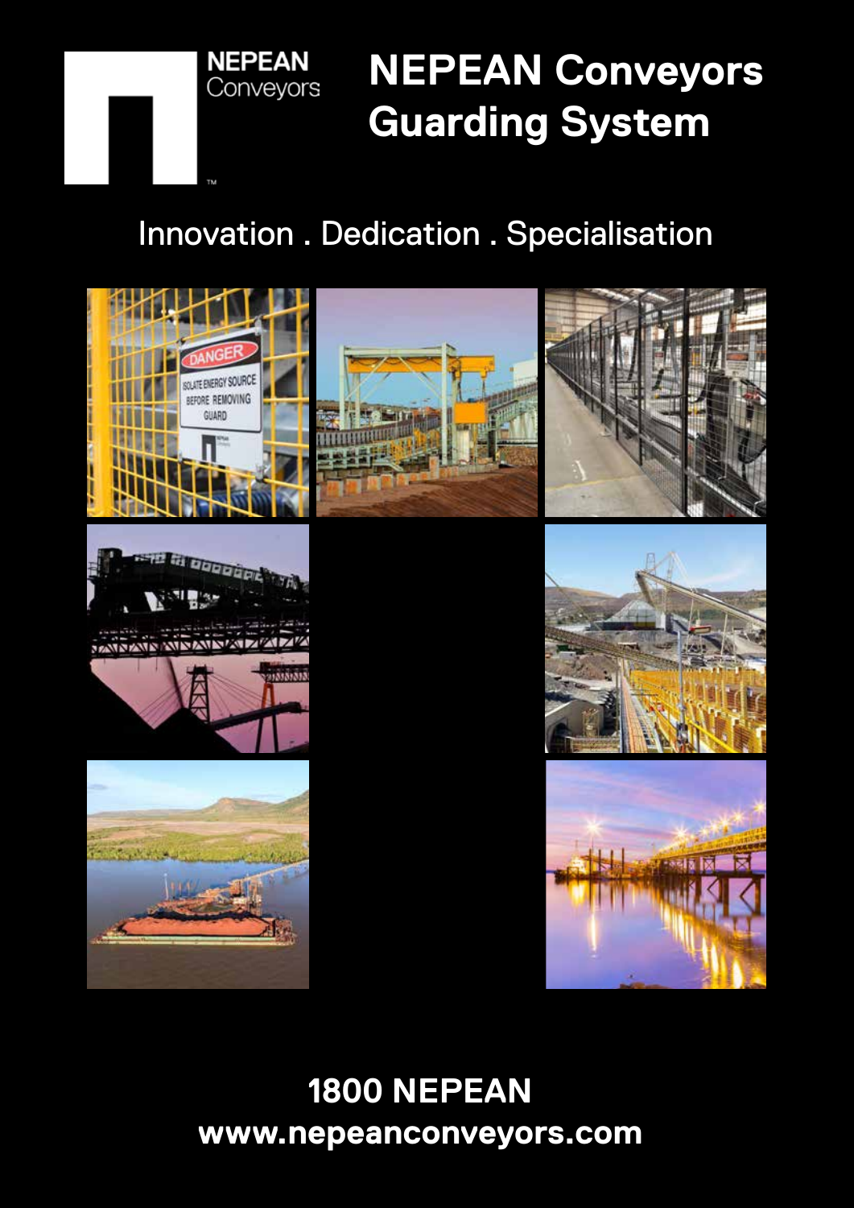NEPEAN Conveyors

# NEPEAN Conveyors Guarding System

Innovation . Dedication . Specialisation

**1800 NEPEAN**
**www.nepeanconveyors.com**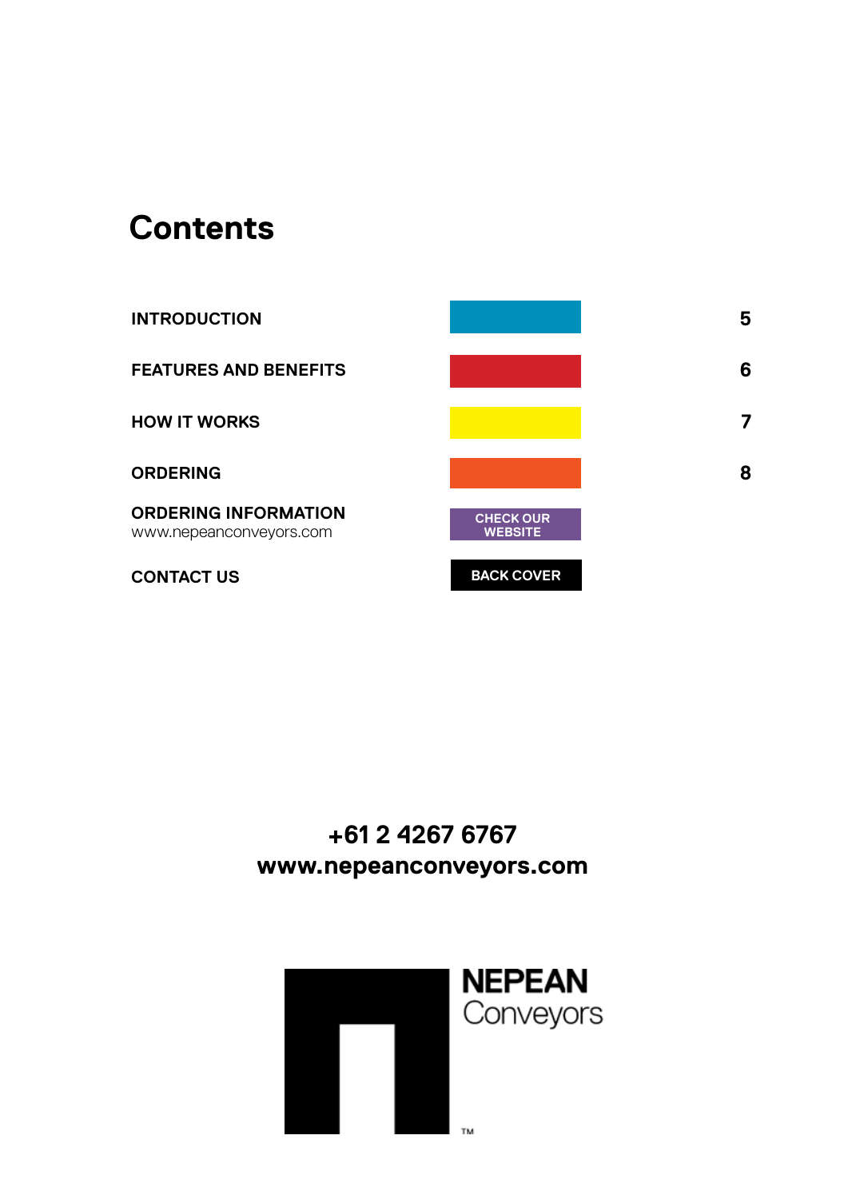# Contents

| | | |
|---|---|---|
| INTRODUCTION | | 5 |
| FEATURES AND BENEFITS | | 6 |
| HOW IT WORKS | | 7 |
| ORDERING | | 8 |
| ORDERING INFORMATION www.nepeanconveyors.com | CHECK OUR WEBSITE | |
| CONTACT US | BACK COVER | |

**+61 2 4267 6767**
**www.nepeanconveyors.com**

NEPEAN Conveyors ™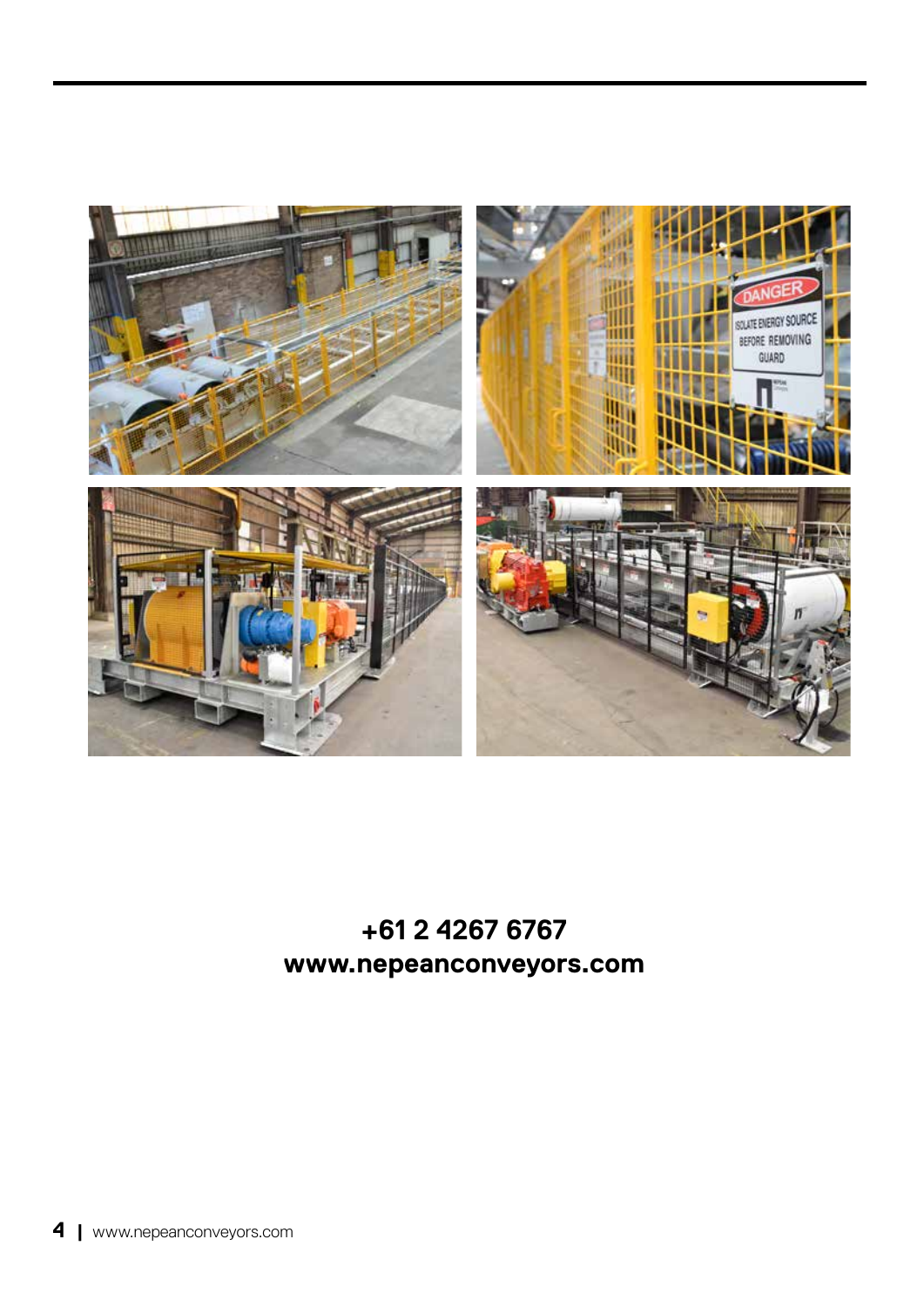**+61 2 4267 6767**
**www.nepeanconveyors.com**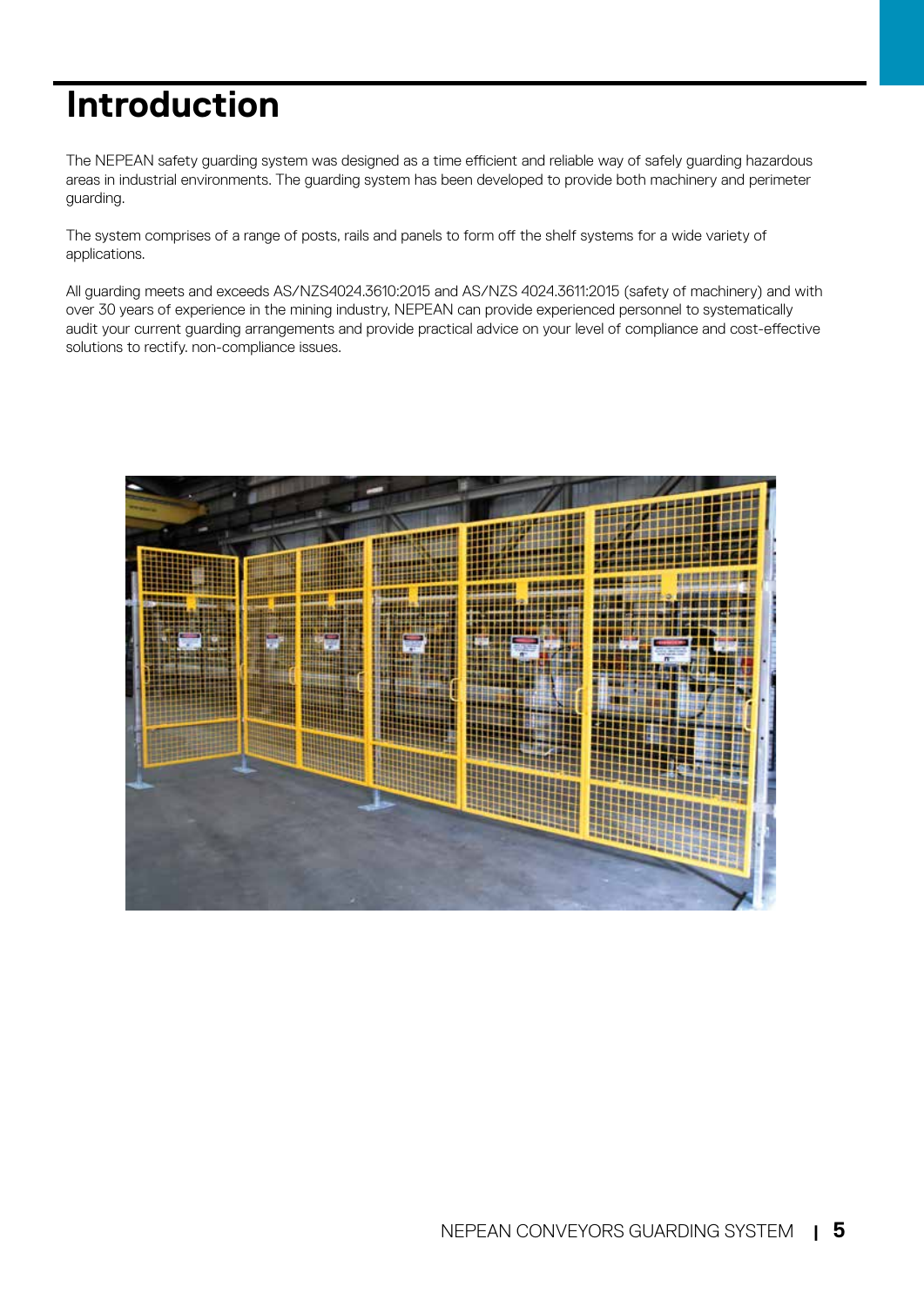# Introduction

The NEPEAN safety guarding system was designed as a time efficient and reliable way of safely guarding hazardous areas in industrial environments. The guarding system has been developed to provide both machinery and perimeter guarding.

The system comprises of a range of posts, rails and panels to form off the shelf systems for a wide variety of applications.

All guarding meets and exceeds AS/NZS4024.3610:2015 and AS/NZS 4024.3611:2015 (safety of machinery) and with over 30 years of experience in the mining industry, NEPEAN can provide experienced personnel to systematically audit your current guarding arrangements and provide practical advice on your level of compliance and cost-effective solutions to rectify. non-compliance issues.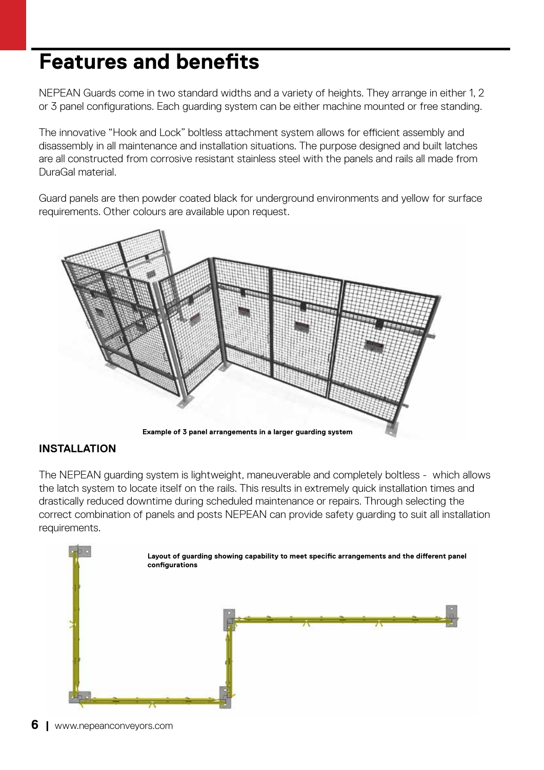# Features and benefits

NEPEAN Guards come in two standard widths and a variety of heights. They arrange in either 1, 2 or 3 panel configurations. Each guarding system can be either machine mounted or free standing.

The innovative "Hook and Lock" boltless attachment system allows for efficient assembly and disassembly in all maintenance and installation situations. The purpose designed and built latches are all constructed from corrosive resistant stainless steel with the panels and rails all made from DuraGal material.

Guard panels are then powder coated black for underground environments and yellow for surface requirements. Other colours are available upon request.

**Example of 3 panel arrangements in a larger guarding system**

## INSTALLATION

The NEPEAN guarding system is lightweight, maneuverable and completely boltless - which allows the latch system to locate itself on the rails. This results in extremely quick installation times and drastically reduced downtime during scheduled maintenance or repairs. Through selecting the correct combination of panels and posts NEPEAN can provide safety guarding to suit all installation requirements.

**Layout of guarding showing capability to meet specific arrangements and the different panel configurations**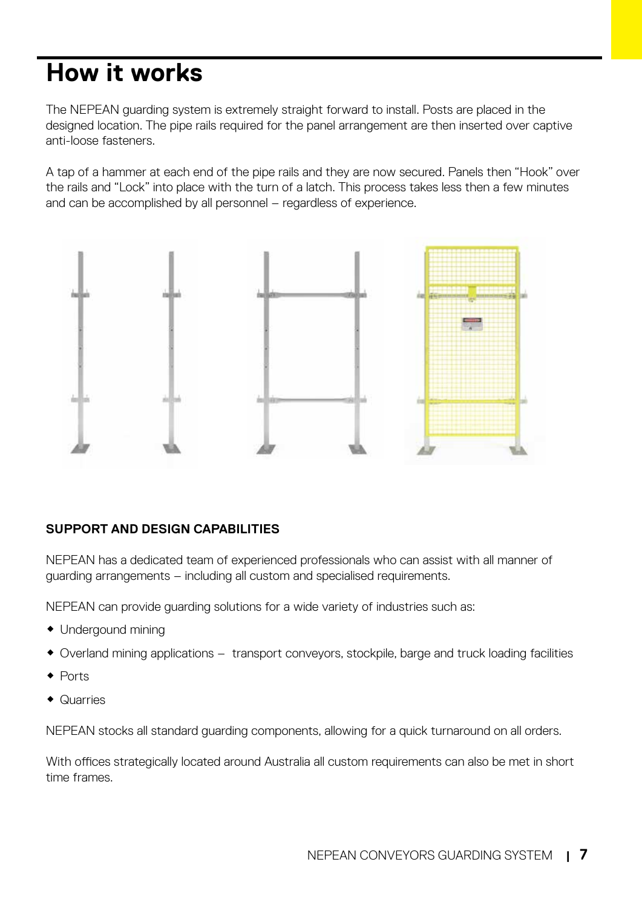# How it works

The NEPEAN guarding system is extremely straight forward to install. Posts are placed in the designed location. The pipe rails required for the panel arrangement are then inserted over captive anti-loose fasteners.

A tap of a hammer at each end of the pipe rails and they are now secured. Panels then "Hook" over the rails and "Lock" into place with the turn of a latch. This process takes less then a few minutes and can be accomplished by all personnel – regardless of experience.

**SUPPORT AND DESIGN CAPABILITIES**

NEPEAN has a dedicated team of experienced professionals who can assist with all manner of guarding arrangements – including all custom and specialised requirements.

NEPEAN can provide guarding solutions for a wide variety of industries such as:

- Undergound mining
- Overland mining applications – transport conveyors, stockpile, barge and truck loading facilities
- Ports
- Quarries

NEPEAN stocks all standard guarding components, allowing for a quick turnaround on all orders.

With offices strategically located around Australia all custom requirements can also be met in short time frames.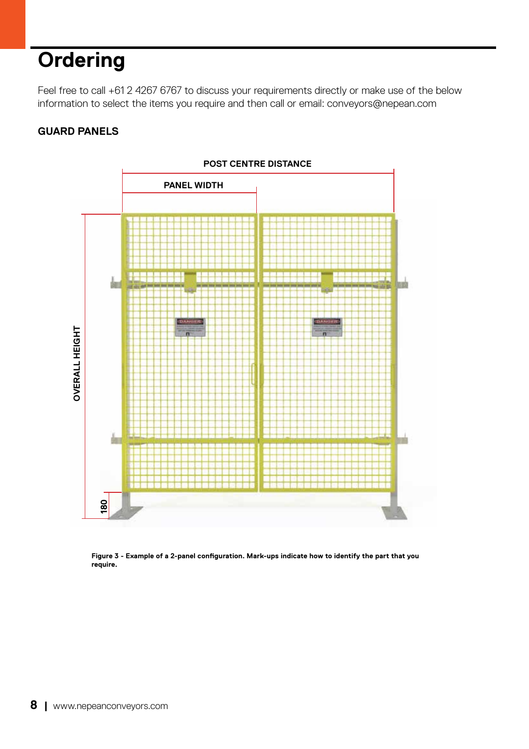# Ordering

Feel free to call +61 2 4267 6767 to discuss your requirements directly or make use of the below information to select the items you require and then call or email: conveyors@nepean.com

## GUARD PANELS

**Figure 3 - Example of a 2-panel configuration. Mark-ups indicate how to identify the part that you require.**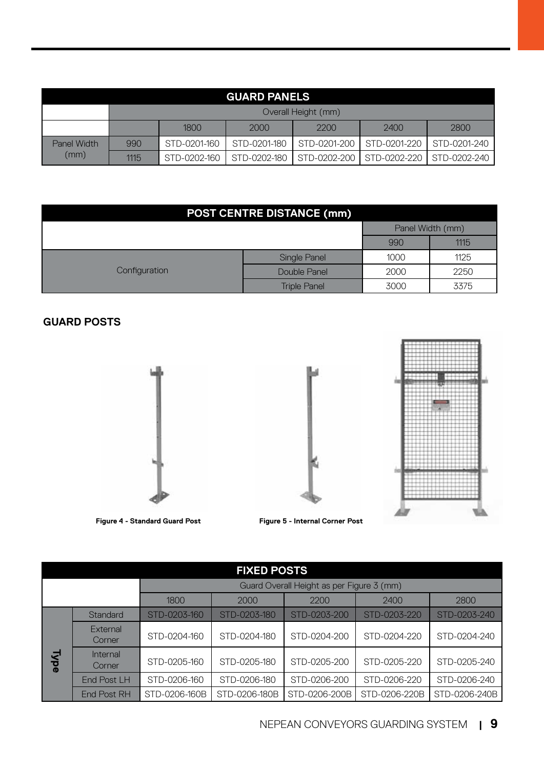## GUARD PANELS

| | | Overall Height (mm) | | | | |
|---|---|---|---|---|---|---|
| | | 1800 | 2000 | 2200 | 2400 | 2800 |
| Panel Width (mm) | 990 | STD-0201-160 | STD-0201-180 | STD-0201-200 | STD-0201-220 | STD-0201-240 |
| | 1115 | STD-0202-160 | STD-0202-180 | STD-0202-200 | STD-0202-220 | STD-0202-240 |

## POST CENTRE DISTANCE (mm)

| | | Panel Width (mm) | |
|---|---|---|---|
| | | 990 | 1115 |
| Configuration | Single Panel | 1000 | 1125 |
| | Double Panel | 2000 | 2250 |
| | Triple Panel | 3000 | 3375 |

**GUARD POSTS**

**Figure 4 - Standard Guard Post**

**Figure 5 - Internal Corner Post**

## FIXED POSTS

| | | Guard Overall Height as per Figure 3 (mm) | | | | |
|---|---|---|---|---|---|---|
| | | 1800 | 2000 | 2200 | 2400 | 2800 |
| **Type** | Standard | STD-0203-160 | STD-0203-180 | STD-0203-200 | STD-0203-220 | STD-0203-240 |
| | External Corner | STD-0204-160 | STD-0204-180 | STD-0204-200 | STD-0204-220 | STD-0204-240 |
| | Internal Corner | STD-0205-160 | STD-0205-180 | STD-0205-200 | STD-0205-220 | STD-0205-240 |
| | End Post LH | STD-0206-160 | STD-0206-180 | STD-0206-200 | STD-0206-220 | STD-0206-240 |
| | End Post RH | STD-0206-160B | STD-0206-180B | STD-0206-200B | STD-0206-220B | STD-0206-240B |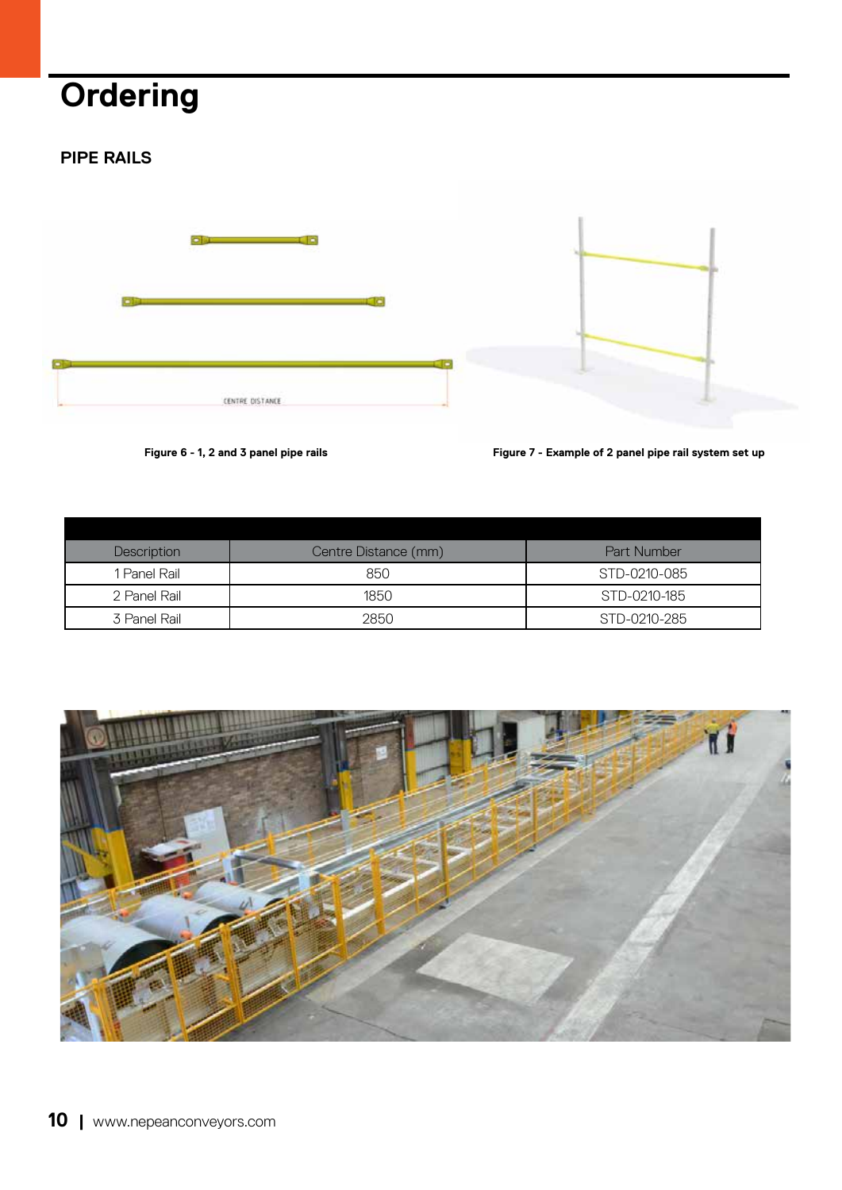# Ordering

## PIPE RAILS

Figure 6 - 1, 2 and 3 panel pipe rails

Figure 7 - Example of 2 panel pipe rail system set up

| Description | Centre Distance (mm) | Part Number |
|---|---|---|
| 1 Panel Rail | 850 | STD-0210-085 |
| 2 Panel Rail | 1850 | STD-0210-185 |
| 3 Panel Rail | 2850 | STD-0210-285 |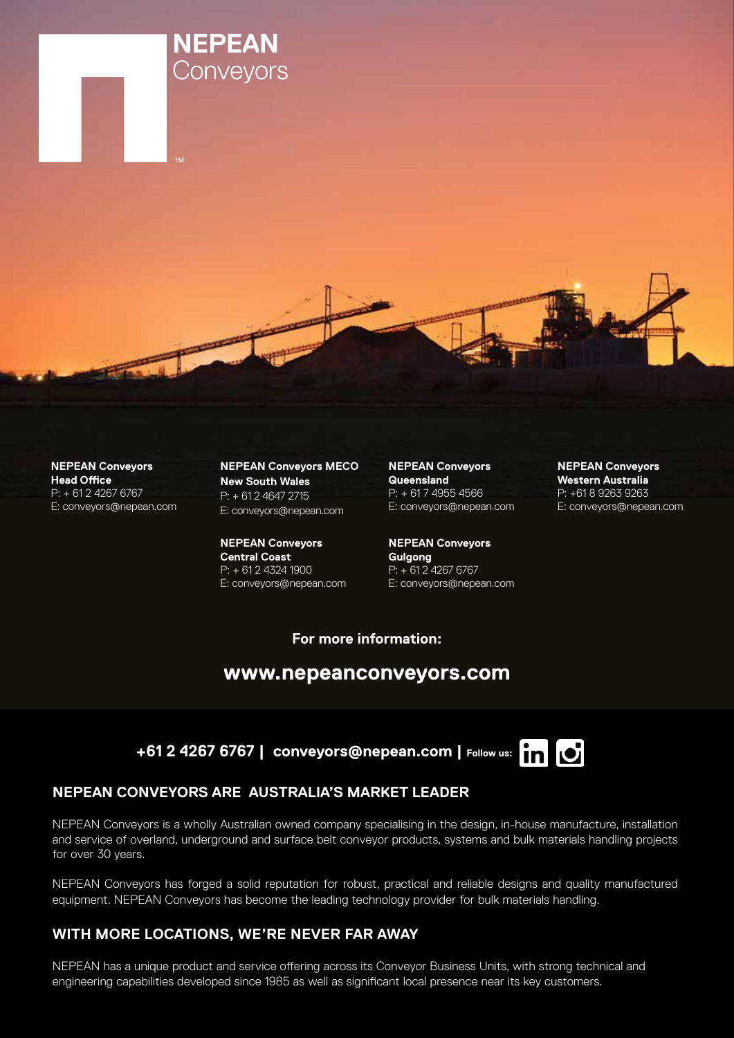**NEPEAN Conveyors**

**NEPEAN Conveyors**
**Head Office**
P: + 61 2 4267 6767
E: conveyors@nepean.com

**NEPEAN Conveyors MECO**
**New South Wales**
P: + 61 2 4647 2715
E: conveyors@nepean.com

**NEPEAN Conveyors**
**Central Coast**
P: + 61 2 4324 1900
E: conveyors@nepean.com

**NEPEAN Conveyors**
**Queensland**
P: + 61 7 4955 4566
E: conveyors@nepean.com

**NEPEAN Conveyors**
**Gulgong**
P: + 61 2 4267 6767
E: conveyors@nepean.com

**NEPEAN Conveyors**
**Western Australia**
P: +61 8 9263 9263
E: conveyors@nepean.com

**For more information:**

**www.nepeanconveyors.com**

**+61 2 4267 6767 | conveyors@nepean.com |** Follow us:

## NEPEAN CONVEYORS ARE AUSTRALIA'S MARKET LEADER

NEPEAN Conveyors is a wholly Australian owned company specialising in the design, in-house manufacture, installation and service of overland, underground and surface belt conveyor products, systems and bulk materials handling projects for over 30 years.

NEPEAN Conveyors has forged a solid reputation for robust, practical and reliable designs and quality manufactured equipment. NEPEAN Conveyors has become the leading technology provider for bulk materials handling.

## WITH MORE LOCATIONS, WE'RE NEVER FAR AWAY

NEPEAN has a unique product and service offering across its Conveyor Business Units, with strong technical and engineering capabilities developed since 1985 as well as significant local presence near its key customers.